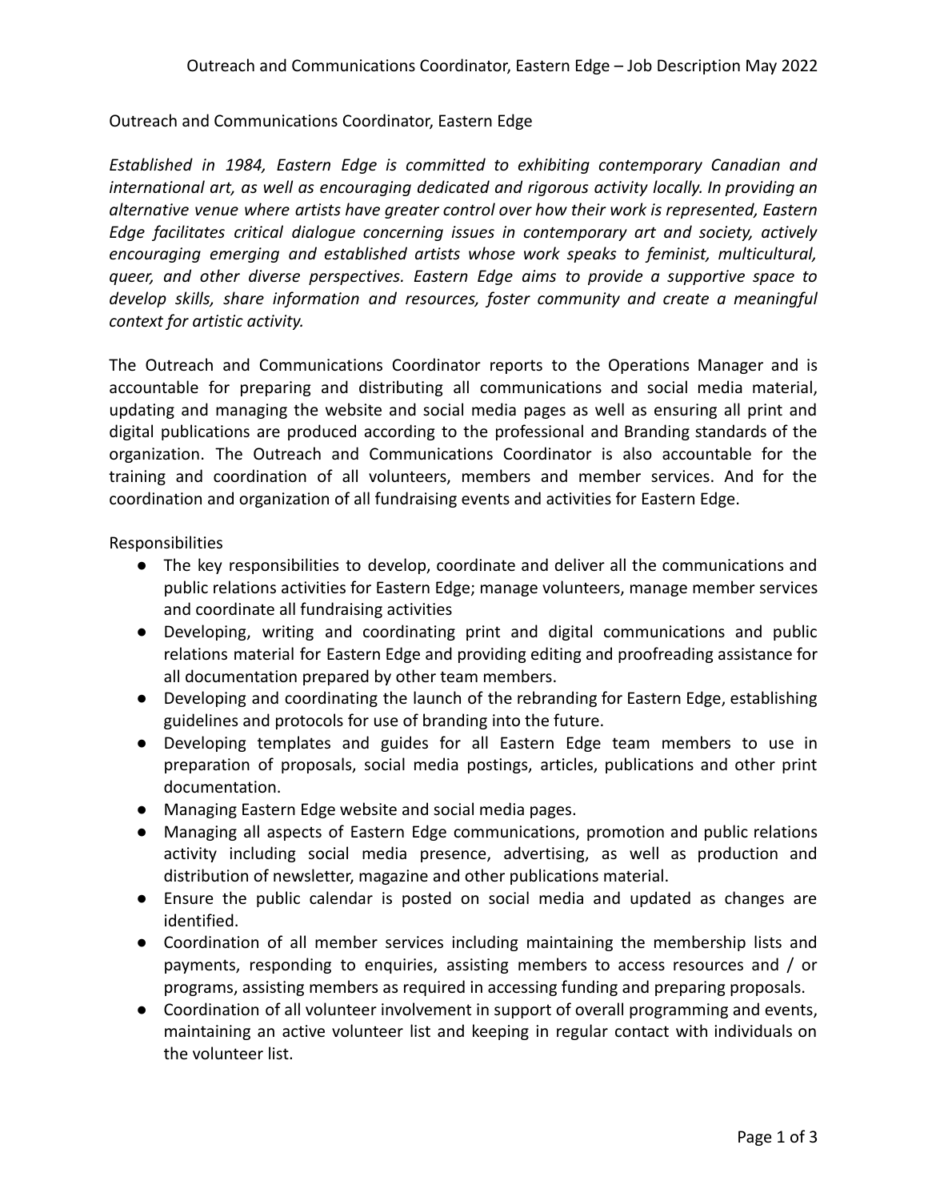# Outreach and Communications Coordinator, Eastern Edge

*Established in 1984, Eastern Edge is committed to exhibiting contemporary Canadian and international art, as well as encouraging dedicated and rigorous activity locally. In providing an alternative venue where artists have greater control over how their work is represented, Eastern Edge facilitates critical dialogue concerning issues in contemporary art and society, actively encouraging emerging and established artists whose work speaks to feminist, multicultural, queer, and other diverse perspectives. Eastern Edge aims to provide a supportive space to develop skills, share information and resources, foster community and create a meaningful context for artistic activity.*

The Outreach and Communications Coordinator reports to the Operations Manager and is accountable for preparing and distributing all communications and social media material, updating and managing the website and social media pages as well as ensuring all print and digital publications are produced according to the professional and Branding standards of the organization. The Outreach and Communications Coordinator is also accountable for the training and coordination of all volunteers, members and member services. And for the coordination and organization of all fundraising events and activities for Eastern Edge.

## Responsibilities

- The key responsibilities to develop, coordinate and deliver all the communications and public relations activities for Eastern Edge; manage volunteers, manage member services and coordinate all fundraising activities
- Developing, writing and coordinating print and digital communications and public relations material for Eastern Edge and providing editing and proofreading assistance for all documentation prepared by other team members.
- Developing and coordinating the launch of the rebranding for Eastern Edge, establishing guidelines and protocols for use of branding into the future.
- Developing templates and guides for all Eastern Edge team members to use in preparation of proposals, social media postings, articles, publications and other print documentation.
- Managing Eastern Edge website and social media pages.
- Managing all aspects of Eastern Edge communications, promotion and public relations activity including social media presence, advertising, as well as production and distribution of newsletter, magazine and other publications material.
- Ensure the public calendar is posted on social media and updated as changes are identified.
- Coordination of all member services including maintaining the membership lists and payments, responding to enquiries, assisting members to access resources and / or programs, assisting members as required in accessing funding and preparing proposals.
- Coordination of all volunteer involvement in support of overall programming and events, maintaining an active volunteer list and keeping in regular contact with individuals on the volunteer list.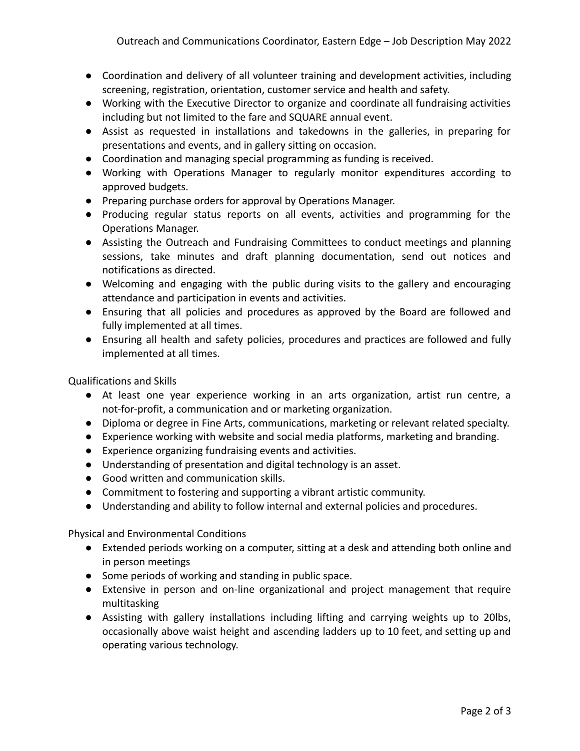- Coordination and delivery of all volunteer training and development activities, including screening, registration, orientation, customer service and health and safety.
- Working with the Executive Director to organize and coordinate all fundraising activities including but not limited to the fare and SQUARE annual event.
- Assist as requested in installations and takedowns in the galleries, in preparing for presentations and events, and in gallery sitting on occasion.
- Coordination and managing special programming as funding is received.
- Working with Operations Manager to regularly monitor expenditures according to approved budgets.
- Preparing purchase orders for approval by Operations Manager.
- Producing regular status reports on all events, activities and programming for the Operations Manager.
- Assisting the Outreach and Fundraising Committees to conduct meetings and planning sessions, take minutes and draft planning documentation, send out notices and notifications as directed.
- Welcoming and engaging with the public during visits to the gallery and encouraging attendance and participation in events and activities.
- Ensuring that all policies and procedures as approved by the Board are followed and fully implemented at all times.
- Ensuring all health and safety policies, procedures and practices are followed and fully implemented at all times.

Qualifications and Skills

- At least one year experience working in an arts organization, artist run centre, a not-for-profit, a communication and or marketing organization.
- Diploma or degree in Fine Arts, communications, marketing or relevant related specialty.
- Experience working with website and social media platforms, marketing and branding.
- Experience organizing fundraising events and activities.
- Understanding of presentation and digital technology is an asset.
- Good written and communication skills.
- Commitment to fostering and supporting a vibrant artistic community.
- Understanding and ability to follow internal and external policies and procedures.

Physical and Environmental Conditions

- Extended periods working on a computer, sitting at a desk and attending both online and in person meetings
- Some periods of working and standing in public space.
- Extensive in person and on-line organizational and project management that require multitasking
- Assisting with gallery installations including lifting and carrying weights up to 20lbs, occasionally above waist height and ascending ladders up to 10 feet, and setting up and operating various technology.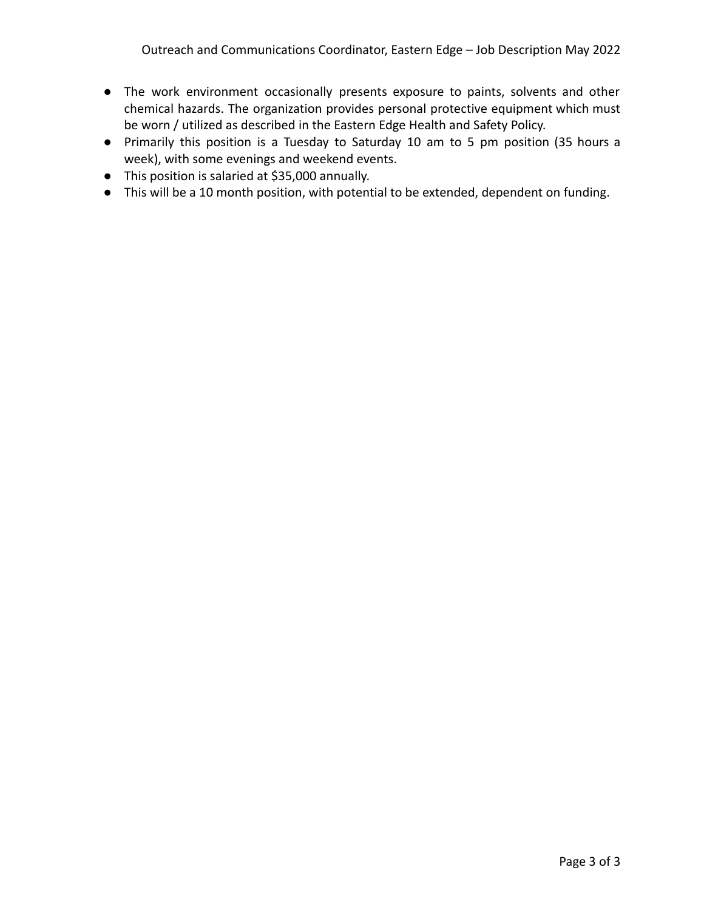- The work environment occasionally presents exposure to paints, solvents and other chemical hazards. The organization provides personal protective equipment which must be worn / utilized as described in the Eastern Edge Health and Safety Policy.
- Primarily this position is a Tuesday to Saturday 10 am to 5 pm position (35 hours a week), with some evenings and weekend events.
- This position is salaried at $35,000 annually.
- This will be a 10 month position, with potential to be extended, dependent on funding.